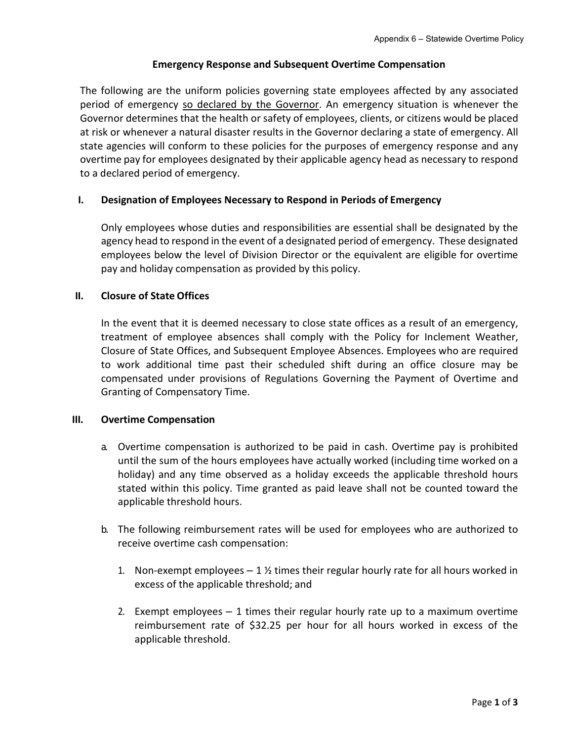# Emergency Response and Subsequent Overtime Compensation

The following are the uniform policies governing state employees affected by any associated period of emergency so declared by the Governor. An emergency situation is whenever the Governor determines that the health or safety of employees, clients, or citizens would be placed at risk or whenever a natural disaster results in the Governor declaring a state of emergency. All state agencies will conform to these policies for the purposes of emergency response and any overtime pay for employees designated by their applicable agency head as necessary to respond to a declared period of emergency.

## I. Designation of Employees Necessary to Respond in Periods of Emergency

Only employees whose duties and responsibilities are essential shall be designated by the agency head to respond in the event of a designated period of emergency. These designated employees below the level of Division Director or the equivalent are eligible for overtime pay and holiday compensation as provided by this policy.

## II. Closure of State Offices

In the event that it is deemed necessary to close state offices as a result of an emergency, treatment of employee absences shall comply with the Policy for Inclement Weather, Closure of State Offices, and Subsequent Employee Absences. Employees who are required to work additional time past their scheduled shift during an office closure may be compensated under provisions of Regulations Governing the Payment of Overtime and Granting of Compensatory Time.

## III. Overtime Compensation

a. Overtime compensation is authorized to be paid in cash. Overtime pay is prohibited until the sum of the hours employees have actually worked (including time worked on a holiday) and any time observed as a holiday exceeds the applicable threshold hours stated within this policy. Time granted as paid leave shall not be counted toward the applicable threshold hours.

b. The following reimbursement rates will be used for employees who are authorized to receive overtime cash compensation:

   1. Non-exempt employees – 1 ½ times their regular hourly rate for all hours worked in excess of the applicable threshold; and

   2. Exempt employees – 1 times their regular hourly rate up to a maximum overtime reimbursement rate of $32.25 per hour for all hours worked in excess of the applicable threshold.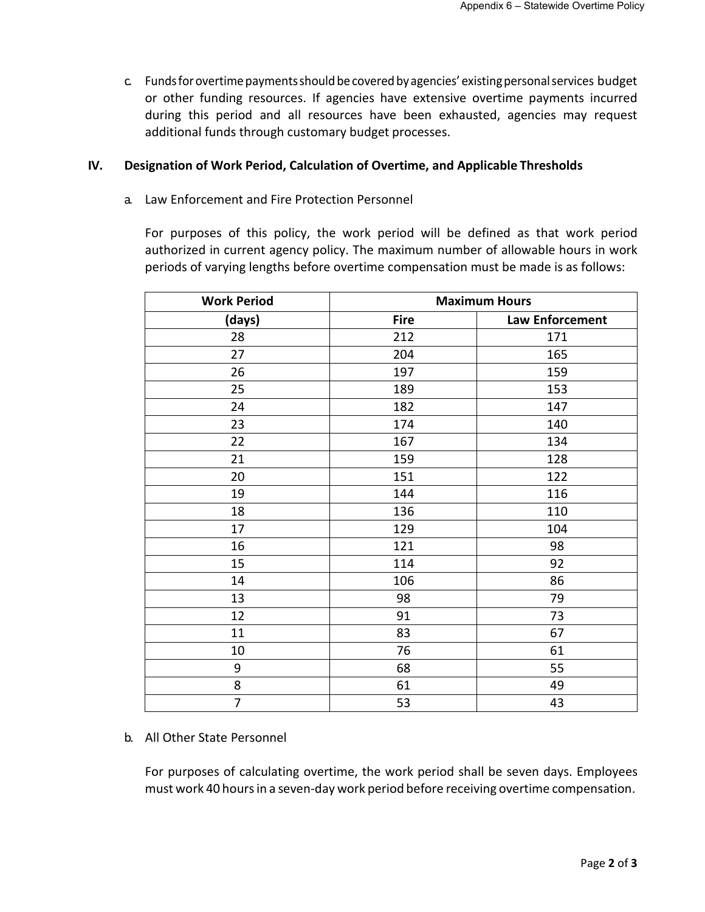c. Funds for overtime payments should be covered by agencies' existing personal services budget or other funding resources. If agencies have extensive overtime payments incurred during this period and all resources have been exhausted, agencies may request additional funds through customary budget processes.

## IV. Designation of Work Period, Calculation of Overtime, and Applicable Thresholds

a. Law Enforcement and Fire Protection Personnel

For purposes of this policy, the work period will be defined as that work period authorized in current agency policy. The maximum number of allowable hours in work periods of varying lengths before overtime compensation must be made is as follows:

| Work Period | Maximum Hours | |
|---|---|---|
| (days) | Fire | Law Enforcement |
| 28 | 212 | 171 |
| 27 | 204 | 165 |
| 26 | 197 | 159 |
| 25 | 189 | 153 |
| 24 | 182 | 147 |
| 23 | 174 | 140 |
| 22 | 167 | 134 |
| 21 | 159 | 128 |
| 20 | 151 | 122 |
| 19 | 144 | 116 |
| 18 | 136 | 110 |
| 17 | 129 | 104 |
| 16 | 121 | 98 |
| 15 | 114 | 92 |
| 14 | 106 | 86 |
| 13 | 98 | 79 |
| 12 | 91 | 73 |
| 11 | 83 | 67 |
| 10 | 76 | 61 |
| 9 | 68 | 55 |
| 8 | 61 | 49 |
| 7 | 53 | 43 |

b. All Other State Personnel

For purposes of calculating overtime, the work period shall be seven days. Employees must work 40 hours in a seven-day work period before receiving overtime compensation.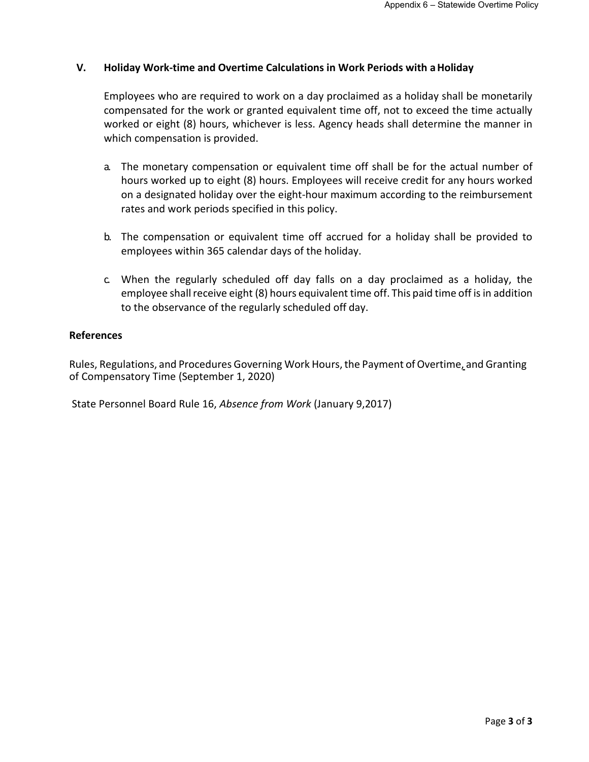## V. Holiday Work-time and Overtime Calculations in Work Periods with a Holiday

Employees who are required to work on a day proclaimed as a holiday shall be monetarily compensated for the work or granted equivalent time off, not to exceed the time actually worked or eight (8) hours, whichever is less. Agency heads shall determine the manner in which compensation is provided.

a. The monetary compensation or equivalent time off shall be for the actual number of hours worked up to eight (8) hours. Employees will receive credit for any hours worked on a designated holiday over the eight-hour maximum according to the reimbursement rates and work periods specified in this policy.

b. The compensation or equivalent time off accrued for a holiday shall be provided to employees within 365 calendar days of the holiday.

c. When the regularly scheduled off day falls on a day proclaimed as a holiday, the employee shall receive eight (8) hours equivalent time off. This paid time off is in addition to the observance of the regularly scheduled off day.

## References

Rules, Regulations, and Procedures Governing Work Hours, the Payment of Overtime, and Granting of Compensatory Time (September 1, 2020)

State Personnel Board Rule 16, *Absence from Work* (January 9,2017)